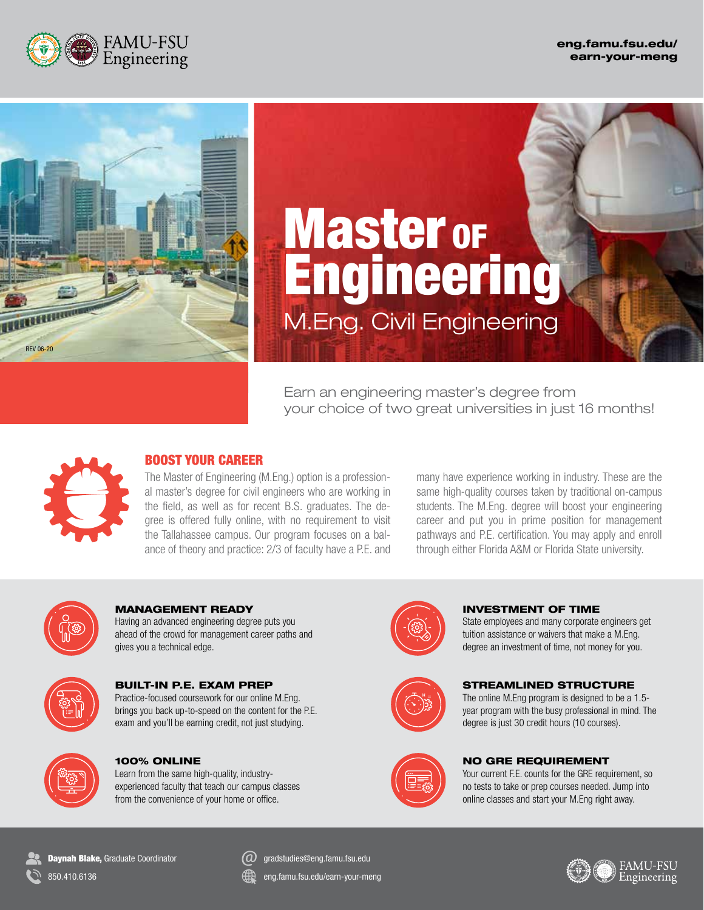FAMU-FSU Engineering

eng.famu.fsu.edu/earn-your-meng

REV 06-20

# Master of Engineering

## M.Eng. Civil Engineering

Earn an engineering master's degree from your choice of two great universities in just 16 months!

## BOOST YOUR CAREER

The Master of Engineering (M.Eng.) option is a professional master's degree for civil engineers who are working in the field, as well as for recent B.S. graduates. The degree is offered fully online, with no requirement to visit the Tallahassee campus. Our program focuses on a balance of theory and practice: 2/3 of faculty have a P.E. and many have experience working in industry. These are the same high-quality courses taken by traditional on-campus students. The M.Eng. degree will boost your engineering career and put you in prime position for management pathways and P.E. certification. You may apply and enroll through either Florida A&M or Florida State university.

### MANAGEMENT READY

Having an advanced engineering degree puts you ahead of the crowd for management career paths and gives you a technical edge.

### BUILT-IN P.E. EXAM PREP

Practice-focused coursework for our online M.Eng. brings you back up-to-speed on the content for the P.E. exam and you'll be earning credit, not just studying.

### 100% ONLINE

Learn from the same high-quality, industry-experienced faculty that teach our campus classes from the convenience of your home or office.

### INVESTMENT OF TIME

State employees and many corporate engineers get tuition assistance or waivers that make a M.Eng. degree an investment of time, not money for you.

### STREAMLINED STRUCTURE

The online M.Eng program is designed to be a 1.5-year program with the busy professional in mind. The degree is just 30 credit hours (10 courses).

### NO GRE REQUIREMENT

Your current F.E. counts for the GRE requirement, so no tests to take or prep courses needed. Jump into online classes and start your M.Eng right away.

**Daynah Blake,** Graduate Coordinator
850.410.6136

gradstudies@eng.famu.fsu.edu
eng.famu.fsu.edu/earn-your-meng

FAMU-FSU Engineering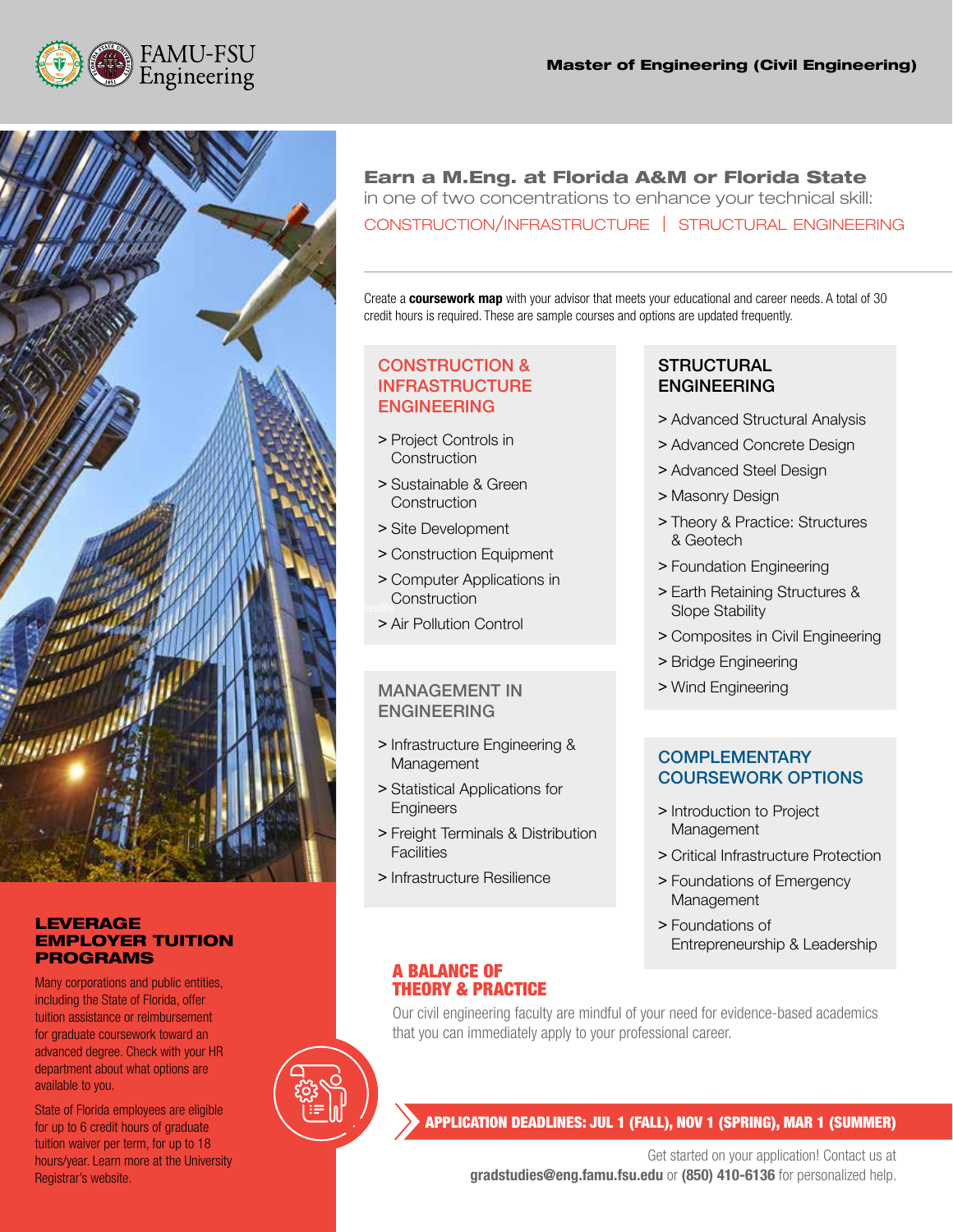FAMU-FSU Engineering

**Master of Engineering (Civil Engineering)**

# Earn a M.Eng. at Florida A&M or Florida State

in one of two concentrations to enhance your technical skill:

CONSTRUCTION/INFRASTRUCTURE | STRUCTURAL ENGINEERING

Create a **coursework map** with your advisor that meets your educational and career needs. A total of 30 credit hours is required. These are sample courses and options are updated frequently.

## CONSTRUCTION & INFRASTRUCTURE ENGINEERING

> Project Controls in Construction
> Sustainable & Green Construction
> Site Development
> Construction Equipment
> Computer Applications in Construction
> Air Pollution Control

## MANAGEMENT IN ENGINEERING

> Infrastructure Engineering & Management
> Statistical Applications for Engineers
> Freight Terminals & Distribution Facilities
> Infrastructure Resilience

## STRUCTURAL ENGINEERING

> Advanced Structural Analysis
> Advanced Concrete Design
> Advanced Steel Design
> Masonry Design
> Theory & Practice: Structures & Geotech
> Foundation Engineering
> Earth Retaining Structures & Slope Stability
> Composites in Civil Engineering
> Bridge Engineering
> Wind Engineering

## COMPLEMENTARY COURSEWORK OPTIONS

> Introduction to Project Management
> Critical Infrastructure Protection
> Foundations of Emergency Management
> Foundations of Entrepreneurship & Leadership

## A BALANCE OF THEORY & PRACTICE

Our civil engineering faculty are mindful of your need for evidence-based academics that you can immediately apply to your professional career.

## LEVERAGE EMPLOYER TUITION PROGRAMS

Many corporations and public entities, including the State of Florida, offer tuition assistance or reimbursement for graduate coursework toward an advanced degree. Check with your HR department about what options are available to you.

State of Florida employees are eligible for up to 6 credit hours of graduate tuition waiver per term, for up to 18 hours/year. Learn more at the University Registrar's website.

**APPLICATION DEADLINES: JUL 1 (FALL), NOV 1 (SPRING), MAR 1 (SUMMER)**

Get started on your application! Contact us at **gradstudies@eng.famu.fsu.edu** or **(850) 410-6136** for personalized help.